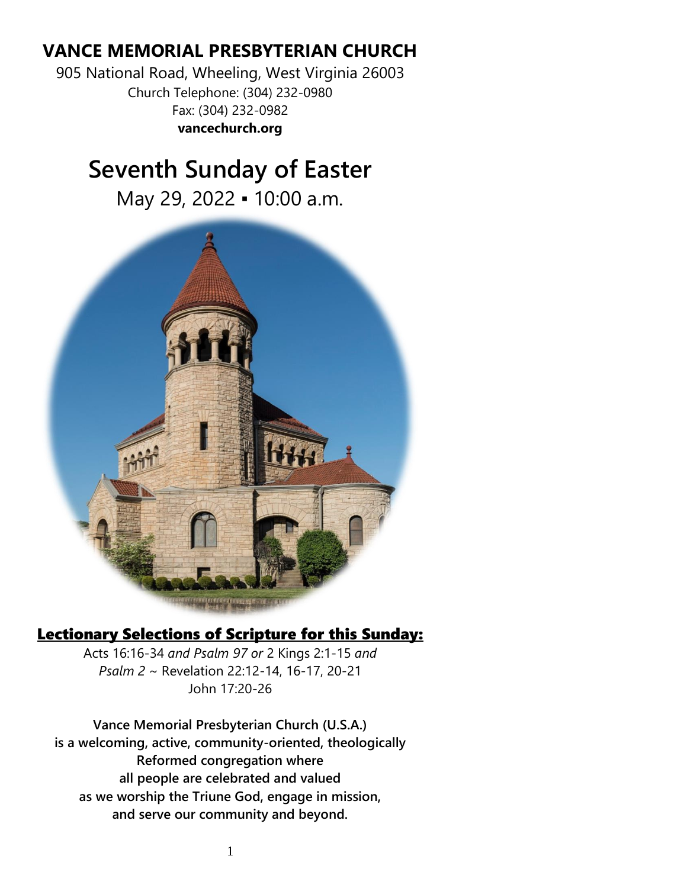# VANCE MEMORIAL PRESBYTERIAN CHURCH

905 National Road, Wheeling, West Virginia 26003

Church Telephone: (304) 232-0980

Fax: (304) 232-0982

**vancechurch.org**

# Seventh Sunday of Easter

May 29, 2022 ▪ 10:00 a.m.

## Lectionary Selections of Scripture for this Sunday:

Acts 16:16-34 *and Psalm 97 or* 2 Kings 2:1-15 *and Psalm 2* ~ Revelation 22:12-14, 16-17, 20-21
John 17:20-26

**Vance Memorial Presbyterian Church (U.S.A.) is a welcoming, active, community-oriented, theologically Reformed congregation where all people are celebrated and valued as we worship the Triune God, engage in mission, and serve our community and beyond.**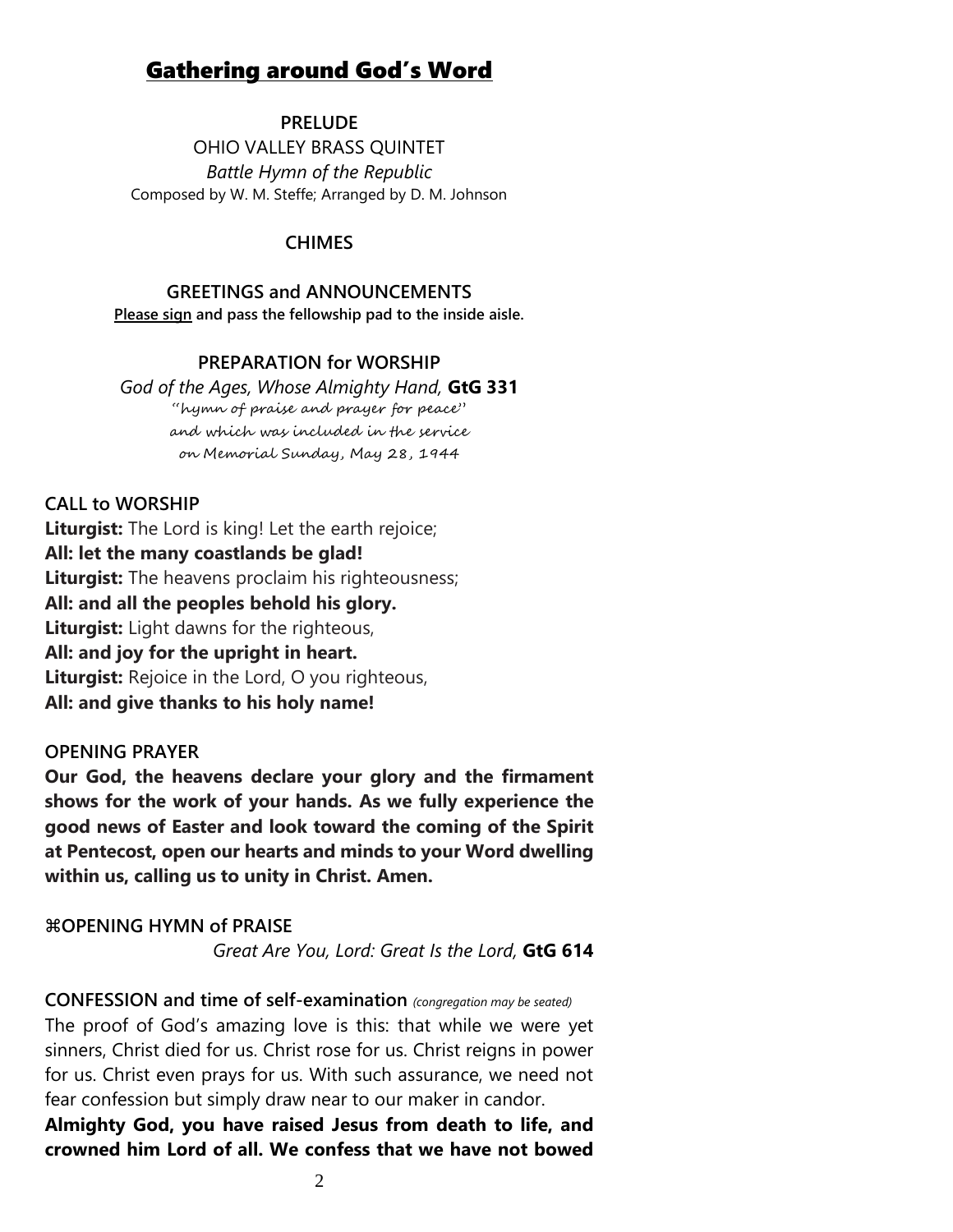## Gathering around God's Word

**PRELUDE**
OHIO VALLEY BRASS QUINTET
*Battle Hymn of the Republic*
Composed by W. M. Steffe; Arranged by D. M. Johnson

**CHIMES**

**GREETINGS and ANNOUNCEMENTS**
**Please sign and pass the fellowship pad to the inside aisle.**

**PREPARATION for WORSHIP**
*God of the Ages, Whose Almighty Hand,* **GtG 331**
"hymn of praise and prayer for peace"
and which was included in the service
on Memorial Sunday, May 28, 1944

**CALL to WORSHIP**

**Liturgist:** The Lord is king! Let the earth rejoice;
**All: let the many coastlands be glad!**
**Liturgist:** The heavens proclaim his righteousness;
**All: and all the peoples behold his glory.**
**Liturgist:** Light dawns for the righteous,
**All: and joy for the upright in heart.**
**Liturgist:** Rejoice in the Lord, O you righteous,
**All: and give thanks to his holy name!**

**OPENING PRAYER**

**Our God, the heavens declare your glory and the firmament shows for the work of your hands. As we fully experience the good news of Easter and look toward the coming of the Spirit at Pentecost, open our hearts and minds to your Word dwelling within us, calling us to unity in Christ. Amen.**

**⌘OPENING HYMN of PRAISE**
*Great Are You, Lord: Great Is the Lord,* **GtG 614**

**CONFESSION and time of self-examination** *(congregation may be seated)*

The proof of God's amazing love is this: that while we were yet sinners, Christ died for us. Christ rose for us. Christ reigns in power for us. Christ even prays for us. With such assurance, we need not fear confession but simply draw near to our maker in candor.

**Almighty God, you have raised Jesus from death to life, and crowned him Lord of all. We confess that we have not bowed**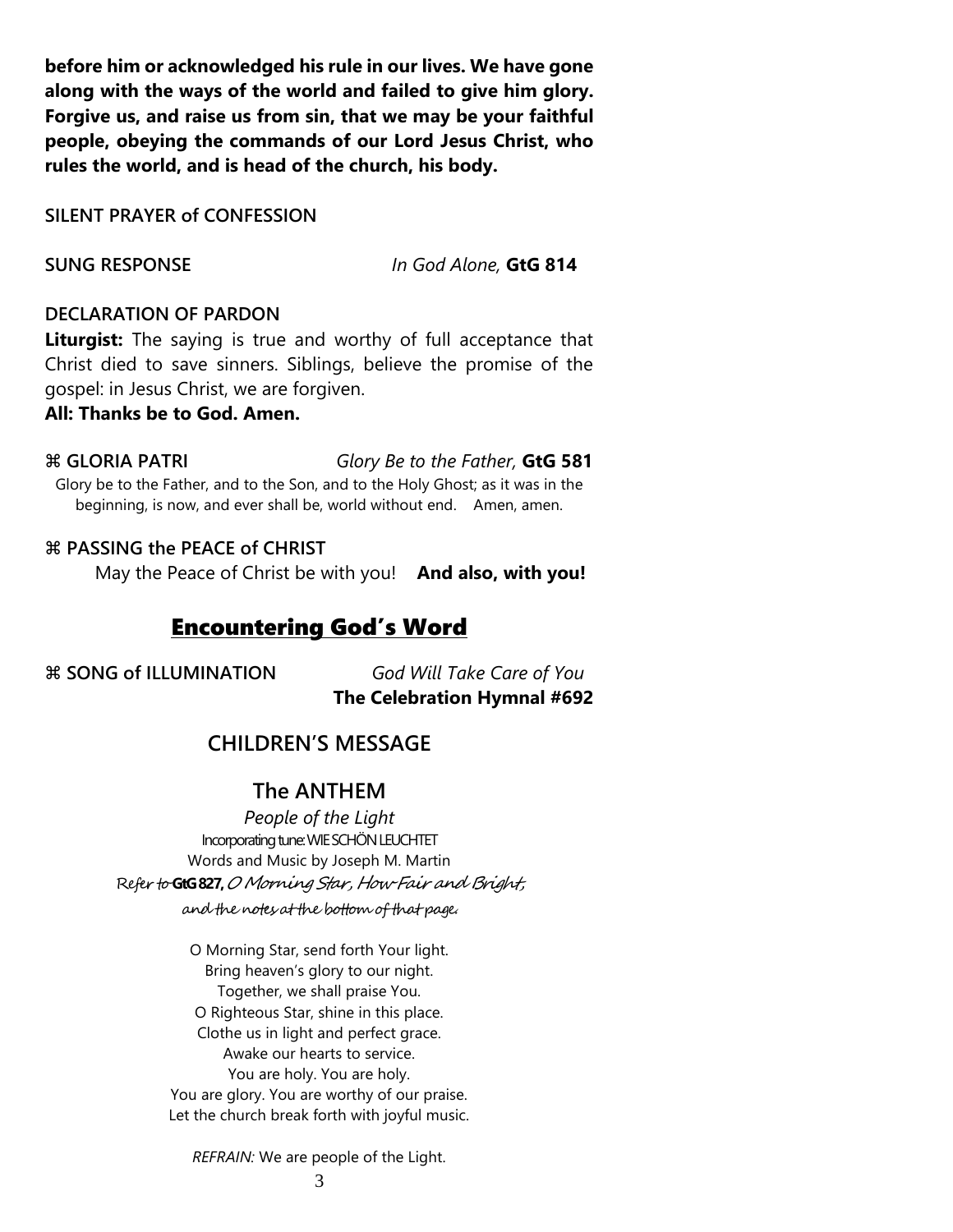**before him or acknowledged his rule in our lives. We have gone along with the ways of the world and failed to give him glory. Forgive us, and raise us from sin, that we may be your faithful people, obeying the commands of our Lord Jesus Christ, who rules the world, and is head of the church, his body.**

**SILENT PRAYER of CONFESSION**

**SUNG RESPONSE** *In God Alone,* **GtG 814**

**DECLARATION OF PARDON**

**Liturgist:** The saying is true and worthy of full acceptance that Christ died to save sinners. Siblings, believe the promise of the gospel: in Jesus Christ, we are forgiven.

**All: Thanks be to God. Amen.**

⌘ **GLORIA PATRI** *Glory Be to the Father,* **GtG 581**

Glory be to the Father, and to the Son, and to the Holy Ghost; as it was in the beginning, is now, and ever shall be, world without end. Amen, amen.

⌘ **PASSING the PEACE of CHRIST**

May the Peace of Christ be with you! **And also, with you!**

## Encountering God's Word

⌘ **SONG of ILLUMINATION** *God Will Take Care of You*
**The Celebration Hymnal #692**

### CHILDREN'S MESSAGE

### The ANTHEM

*People of the Light*
Incorporating tune: WIE SCHÖN LEUCHTET
Words and Music by Joseph M. Martin
Refer to **GtG 827,** *O Morning Star, How Fair and Bright,*
and the notes at the bottom of that page.

O Morning Star, send forth Your light.
Bring heaven's glory to our night.
Together, we shall praise You.
O Righteous Star, shine in this place.
Clothe us in light and perfect grace.
Awake our hearts to service.
You are holy. You are holy.
You are glory. You are worthy of our praise.
Let the church break forth with joyful music.

*REFRAIN:* We are people of the Light.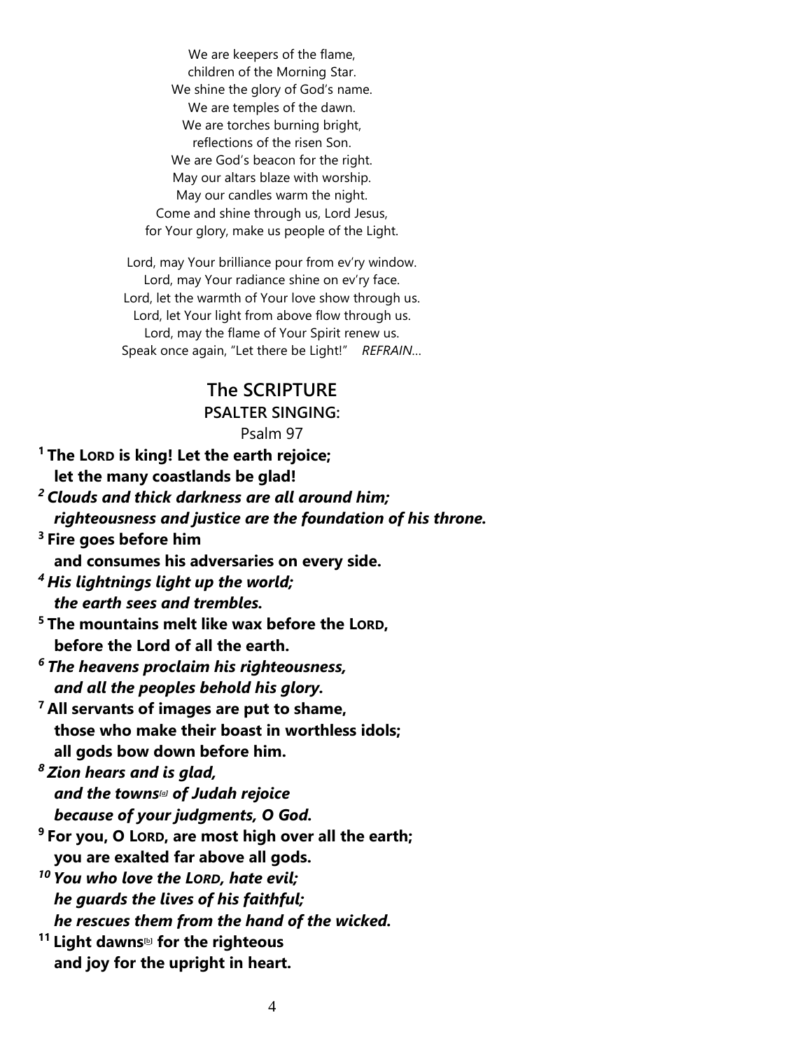We are keepers of the flame,
children of the Morning Star.
We shine the glory of God's name.
We are temples of the dawn.
We are torches burning bright,
reflections of the risen Son.
We are God's beacon for the right.
May our altars blaze with worship.
May our candles warm the night.
Come and shine through us, Lord Jesus,
for Your glory, make us people of the Light.

Lord, may Your brilliance pour from ev'ry window.
Lord, may Your radiance shine on ev'ry face.
Lord, let the warmth of Your love show through us.
Lord, let Your light from above flow through us.
Lord, may the flame of Your Spirit renew us.
Speak once again, "Let there be Light!" *REFRAIN*…

## The SCRIPTURE

### PSALTER SINGING:

Psalm 97

**1 The LORD is king! Let the earth rejoice;**
**let the many coastlands be glad!**

***2 Clouds and thick darkness are all around him;***
***righteousness and justice are the foundation of his throne.***

**3 Fire goes before him**
**and consumes his adversaries on every side.**

***4 His lightnings light up the world;***
***the earth sees and trembles.***

**5 The mountains melt like wax before the LORD,**
**before the Lord of all the earth.**

***6 The heavens proclaim his righteousness,***
***and all the peoples behold his glory.***

**7 All servants of images are put to shame,**
**those who make their boast in worthless idols;**
**all gods bow down before him.**

***8 Zion hears and is glad,***
***and the towns[a] of Judah rejoice***
***because of your judgments, O God.***

**9 For you, O LORD, are most high over all the earth;**
**you are exalted far above all gods.**

***10 You who love the LORD, hate evil;***
***he guards the lives of his faithful;***
***he rescues them from the hand of the wicked.***

**11 Light dawns[b] for the righteous**
**and joy for the upright in heart.**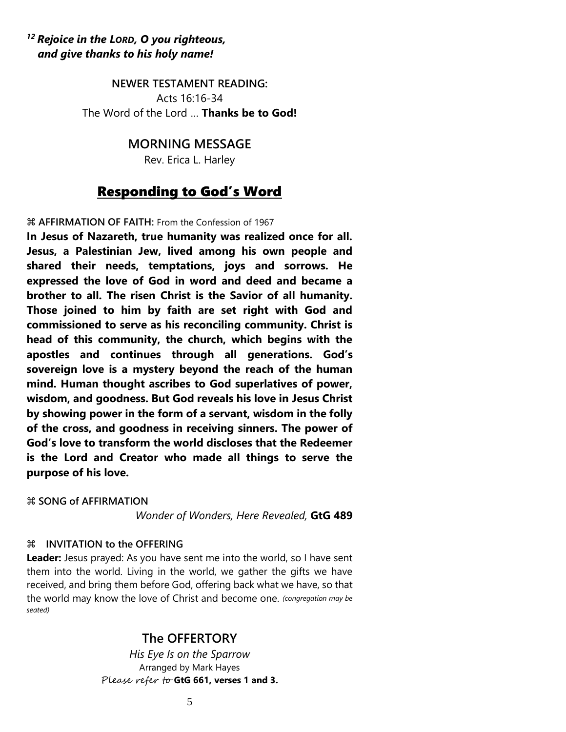[12] ***Rejoice in the LORD, O you righteous,***
***and give thanks to his holy name!***

**NEWER TESTAMENT READING:**
Acts 16:16-34
The Word of the Lord … **Thanks be to God!**

**MORNING MESSAGE**
Rev. Erica L. Harley

## Responding to God's Word

⌘ **AFFIRMATION OF FAITH:** From the Confession of 1967

**In Jesus of Nazareth, true humanity was realized once for all. Jesus, a Palestinian Jew, lived among his own people and shared their needs, temptations, joys and sorrows. He expressed the love of God in word and deed and became a brother to all. The risen Christ is the Savior of all humanity. Those joined to him by faith are set right with God and commissioned to serve as his reconciling community. Christ is head of this community, the church, which begins with the apostles and continues through all generations. God's sovereign love is a mystery beyond the reach of the human mind. Human thought ascribes to God superlatives of power, wisdom, and goodness. But God reveals his love in Jesus Christ by showing power in the form of a servant, wisdom in the folly of the cross, and goodness in receiving sinners. The power of God's love to transform the world discloses that the Redeemer is the Lord and Creator who made all things to serve the purpose of his love.**

⌘ **SONG of AFFIRMATION**
*Wonder of Wonders, Here Revealed,* **GtG 489**

⌘ **INVITATION to the OFFERING**

**Leader:** Jesus prayed: As you have sent me into the world, so I have sent them into the world. Living in the world, we gather the gifts we have received, and bring them before God, offering back what we have, so that the world may know the love of Christ and become one. *(congregation may be seated)*

**The OFFERTORY**
*His Eye Is on the Sparrow*
Arranged by Mark Hayes
Please refer to **GtG 661, verses 1 and 3.**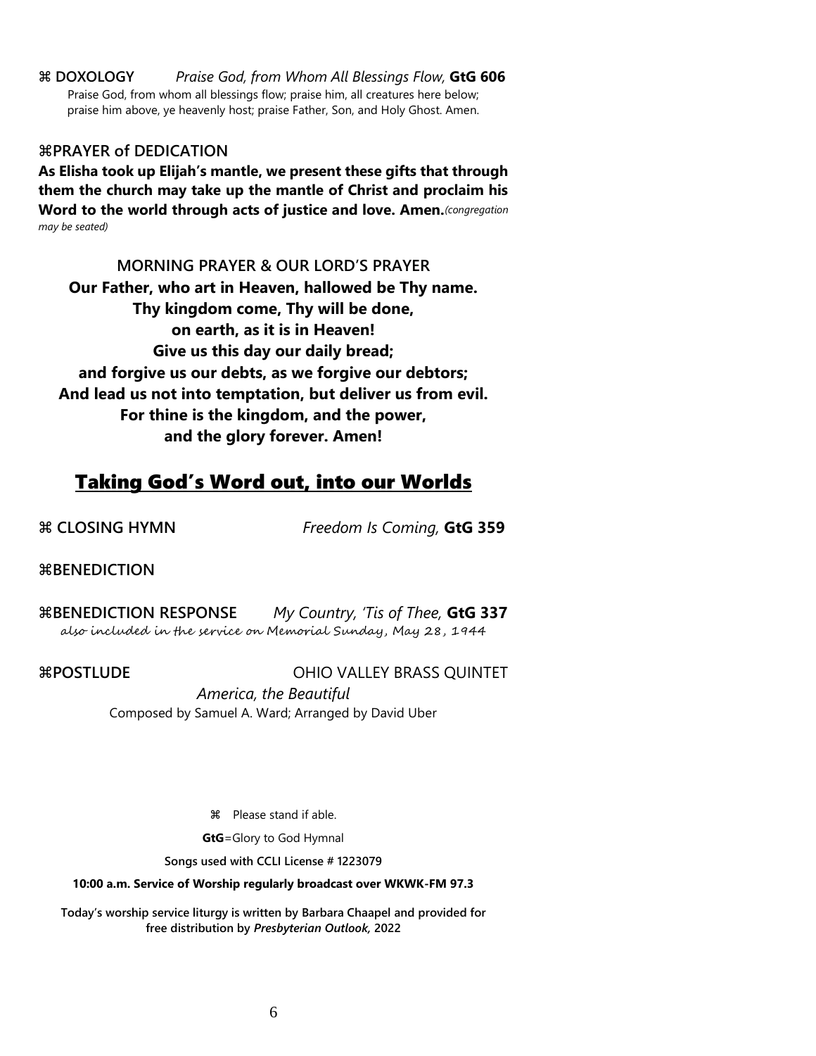⌘ **DOXOLOGY** *Praise God, from Whom All Blessings Flow,* **GtG 606**

Praise God, from whom all blessings flow; praise him, all creatures here below; praise him above, ye heavenly host; praise Father, Son, and Holy Ghost. Amen.

⌘**PRAYER of DEDICATION**

**As Elisha took up Elijah's mantle, we present these gifts that through them the church may take up the mantle of Christ and proclaim his Word to the world through acts of justice and love. Amen.** *(congregation may be seated)*

**MORNING PRAYER & OUR LORD'S PRAYER**

**Our Father, who art in Heaven, hallowed be Thy name.**
**Thy kingdom come, Thy will be done,**
**on earth, as it is in Heaven!**
**Give us this day our daily bread;**
**and forgive us our debts, as we forgive our debtors;**
**And lead us not into temptation, but deliver us from evil.**
**For thine is the kingdom, and the power,**
**and the glory forever. Amen!**

## Taking God's Word out, into our Worlds

⌘ **CLOSING HYMN** *Freedom Is Coming,* **GtG 359**

⌘**BENEDICTION**

⌘**BENEDICTION RESPONSE** *My Country, 'Tis of Thee,* **GtG 337**

*also included in the service on Memorial Sunday, May 28, 1944*

⌘**POSTLUDE** OHIO VALLEY BRASS QUINTET

*America, the Beautiful*

Composed by Samuel A. Ward; Arranged by David Uber

⌘ Please stand if able.

**GtG**=Glory to God Hymnal

**Songs used with CCLI License # 1223079**

**10:00 a.m. Service of Worship regularly broadcast over WKWK-FM 97.3**

**Today's worship service liturgy is written by Barbara Chaapel and provided for free distribution by *Presbyterian Outlook,* 2022**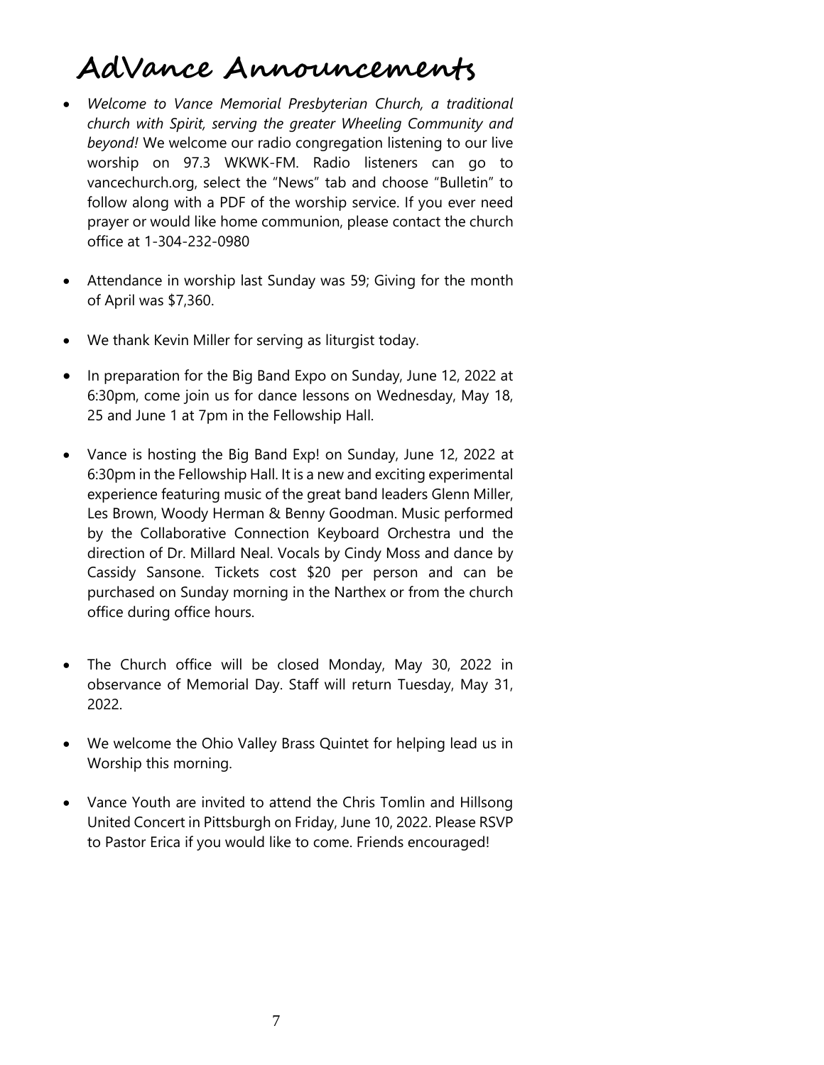# AdVance Announcements

- *Welcome to Vance Memorial Presbyterian Church, a traditional church with Spirit, serving the greater Wheeling Community and beyond!* We welcome our radio congregation listening to our live worship on 97.3 WKWK-FM. Radio listeners can go to vancechurch.org, select the "News" tab and choose "Bulletin" to follow along with a PDF of the worship service. If you ever need prayer or would like home communion, please contact the church office at 1-304-232-0980

- Attendance in worship last Sunday was 59; Giving for the month of April was $7,360.

- We thank Kevin Miller for serving as liturgist today.

- In preparation for the Big Band Expo on Sunday, June 12, 2022 at 6:30pm, come join us for dance lessons on Wednesday, May 18, 25 and June 1 at 7pm in the Fellowship Hall.

- Vance is hosting the Big Band Exp! on Sunday, June 12, 2022 at 6:30pm in the Fellowship Hall. It is a new and exciting experimental experience featuring music of the great band leaders Glenn Miller, Les Brown, Woody Herman & Benny Goodman. Music performed by the Collaborative Connection Keyboard Orchestra und the direction of Dr. Millard Neal. Vocals by Cindy Moss and dance by Cassidy Sansone. Tickets cost $20 per person and can be purchased on Sunday morning in the Narthex or from the church office during office hours.

- The Church office will be closed Monday, May 30, 2022 in observance of Memorial Day. Staff will return Tuesday, May 31, 2022.

- We welcome the Ohio Valley Brass Quintet for helping lead us in Worship this morning.

- Vance Youth are invited to attend the Chris Tomlin and Hillsong United Concert in Pittsburgh on Friday, June 10, 2022. Please RSVP to Pastor Erica if you would like to come. Friends encouraged!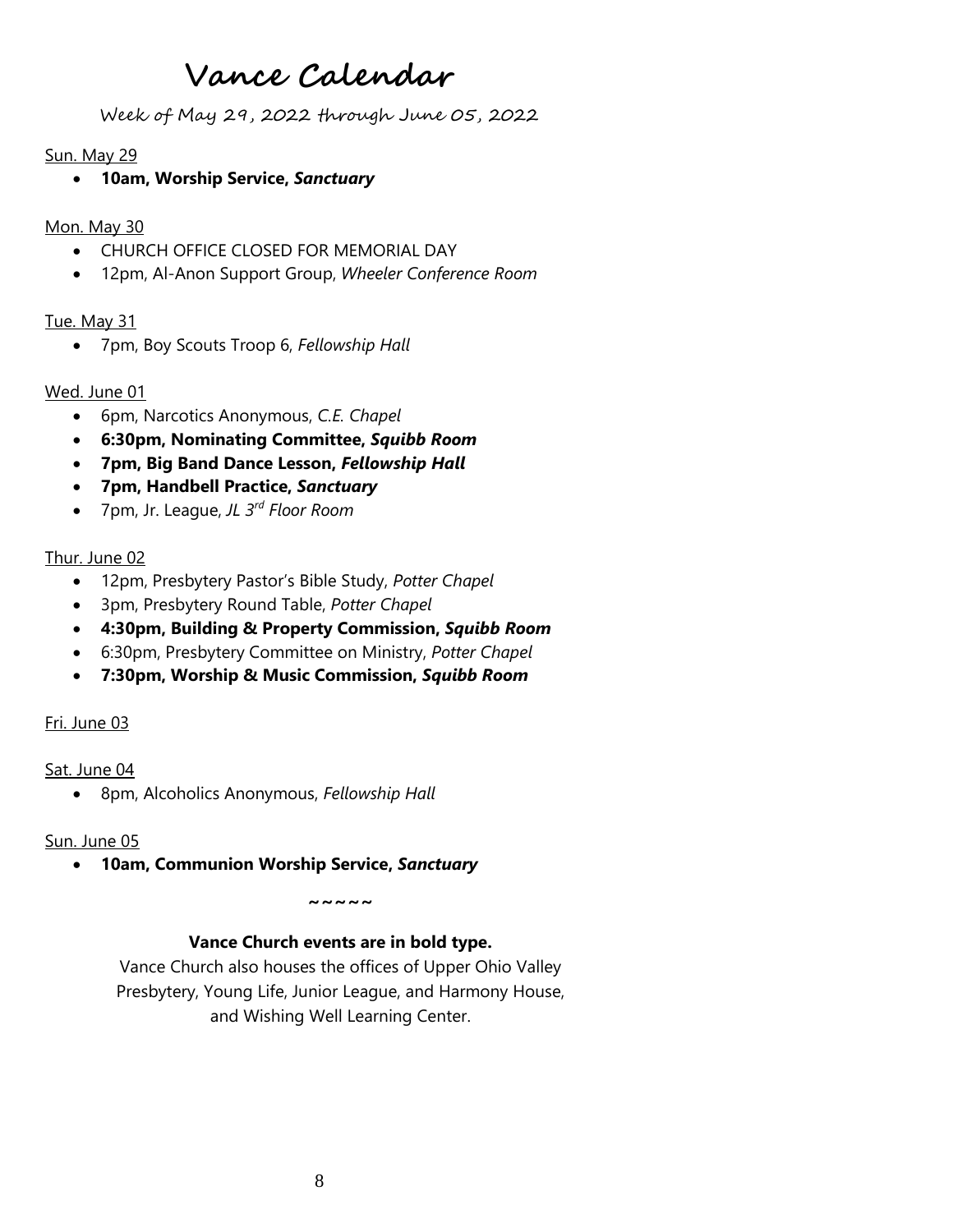# Vance Calendar

Week of May 29, 2022 through June 05, 2022

Sun. May 29

- **10am, Worship Service, *Sanctuary***

Mon. May 30

- CHURCH OFFICE CLOSED FOR MEMORIAL DAY
- 12pm, Al-Anon Support Group, *Wheeler Conference Room*

Tue. May 31

- 7pm, Boy Scouts Troop 6, *Fellowship Hall*

Wed. June 01

- 6pm, Narcotics Anonymous, *C.E. Chapel*
- **6:30pm, Nominating Committee, *Squibb Room***
- **7pm, Big Band Dance Lesson, *Fellowship Hall***
- **7pm, Handbell Practice, *Sanctuary***
- 7pm, Jr. League, *JL 3rd Floor Room*

Thur. June 02

- 12pm, Presbytery Pastor's Bible Study, *Potter Chapel*
- 3pm, Presbytery Round Table, *Potter Chapel*
- **4:30pm, Building & Property Commission, *Squibb Room***
- 6:30pm, Presbytery Committee on Ministry, *Potter Chapel*
- **7:30pm, Worship & Music Commission, *Squibb Room***

Fri. June 03

Sat. June 04

- 8pm, Alcoholics Anonymous, *Fellowship Hall*

Sun. June 05

- **10am, Communion Worship Service, *Sanctuary***

~~~~~

**Vance Church events are in bold type.**

Vance Church also houses the offices of Upper Ohio Valley Presbytery, Young Life, Junior League, and Harmony House, and Wishing Well Learning Center.